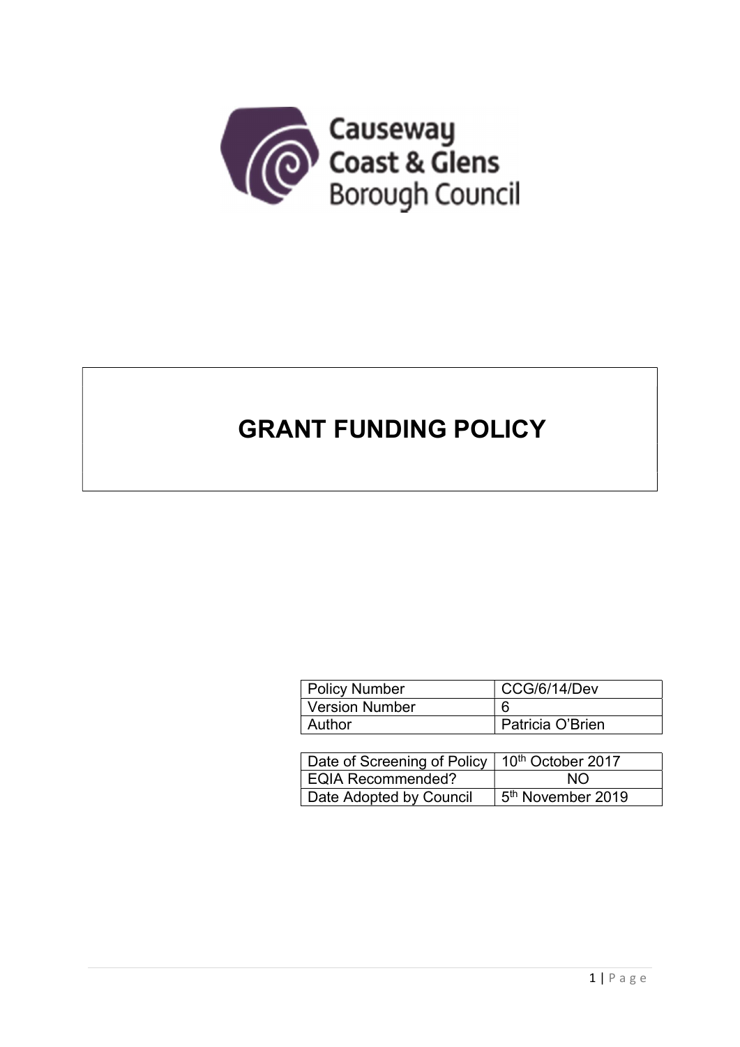Causeway Coast & Glens Borough Council

# GRANT FUNDING POLICY

| Policy Number | CCG/6/14/Dev |
|---|---|
| Version Number | 6 |
| Author | Patricia O'Brien |

| Date of Screening of Policy | 10th October 2017 |
|---|---|
| EQIA Recommended? | NO |
| Date Adopted by Council | 5th November 2019 |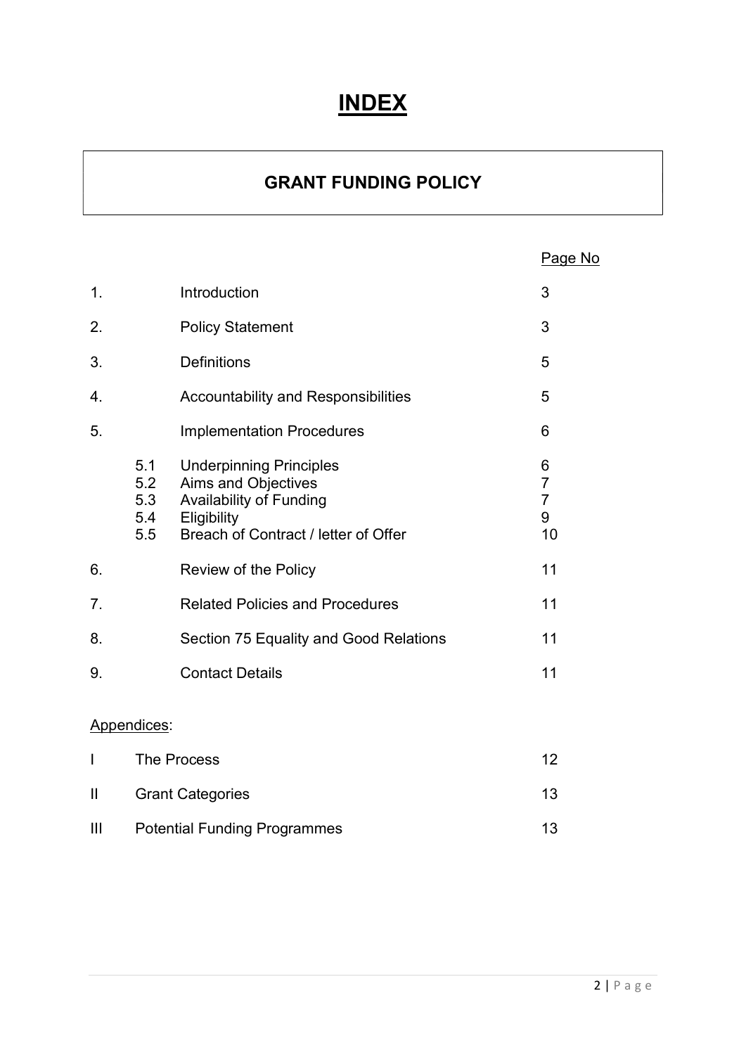# INDEX

## GRANT FUNDING POLICY

| | | | Page No |
|---|---|---|---|
| 1. | | Introduction | 3 |
| 2. | | Policy Statement | 3 |
| 3. | | Definitions | 5 |
| 4. | | Accountability and Responsibilities | 5 |
| 5. | | Implementation Procedures | 6 |
| | 5.1 | Underpinning Principles | 6 |
| | 5.2 | Aims and Objectives | 7 |
| | 5.3 | Availability of Funding | 7 |
| | 5.4 | Eligibility | 9 |
| | 5.5 | Breach of Contract / letter of Offer | 10 |
| 6. | | Review of the Policy | 11 |
| 7. | | Related Policies and Procedures | 11 |
| 8. | | Section 75 Equality and Good Relations | 11 |
| 9. | | Contact Details | 11 |

Appendices:

| | | |
|---|---|---|
| I | The Process | 12 |
| II | Grant Categories | 13 |
| III | Potential Funding Programmes | 13 |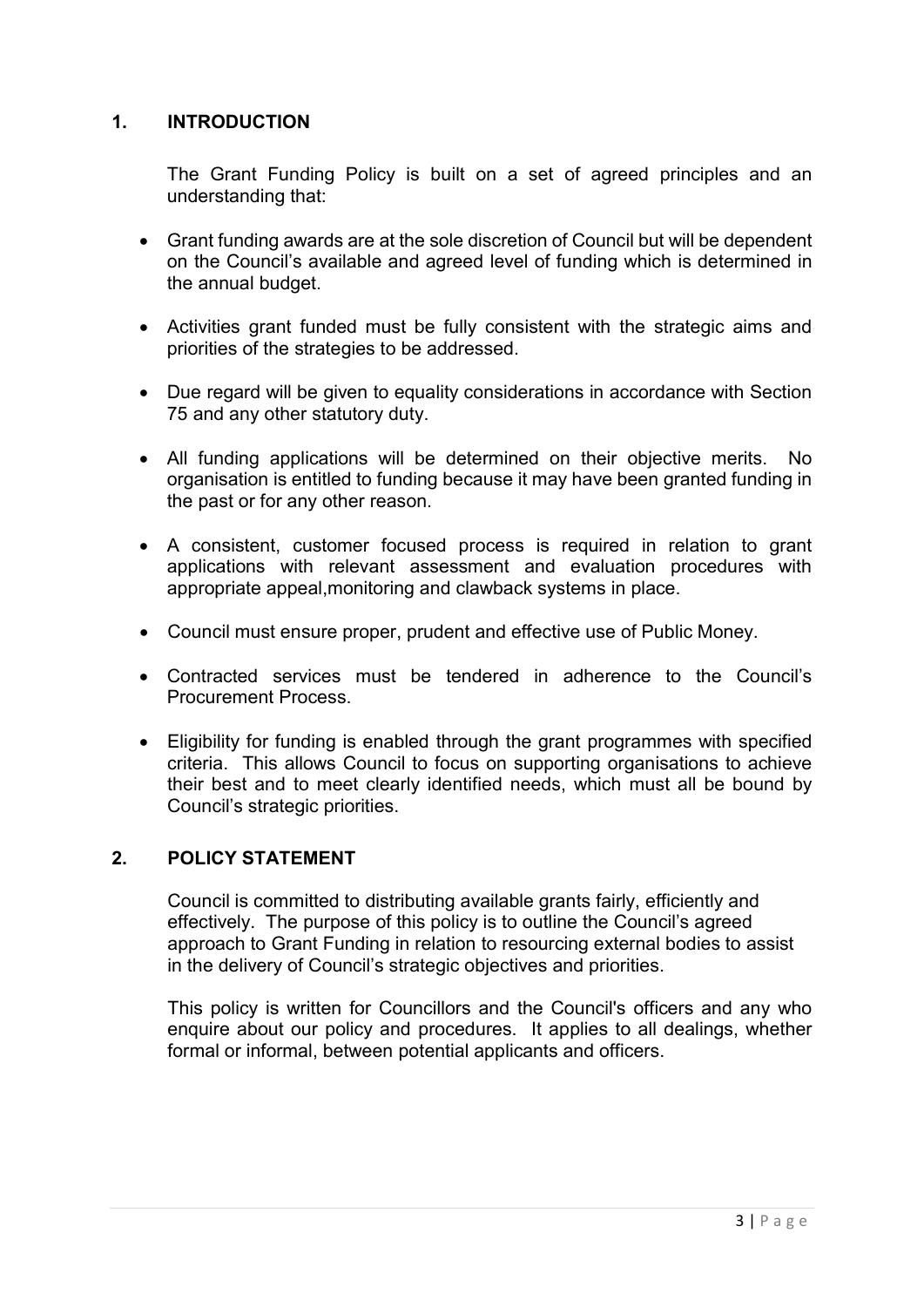## 1. INTRODUCTION

The Grant Funding Policy is built on a set of agreed principles and an understanding that:

- Grant funding awards are at the sole discretion of Council but will be dependent on the Council's available and agreed level of funding which is determined in the annual budget.
- Activities grant funded must be fully consistent with the strategic aims and priorities of the strategies to be addressed.
- Due regard will be given to equality considerations in accordance with Section 75 and any other statutory duty.
- All funding applications will be determined on their objective merits. No organisation is entitled to funding because it may have been granted funding in the past or for any other reason.
- A consistent, customer focused process is required in relation to grant applications with relevant assessment and evaluation procedures with appropriate appeal,monitoring and clawback systems in place.
- Council must ensure proper, prudent and effective use of Public Money.
- Contracted services must be tendered in adherence to the Council's Procurement Process.
- Eligibility for funding is enabled through the grant programmes with specified criteria. This allows Council to focus on supporting organisations to achieve their best and to meet clearly identified needs, which must all be bound by Council's strategic priorities.

## 2. POLICY STATEMENT

Council is committed to distributing available grants fairly, efficiently and effectively. The purpose of this policy is to outline the Council's agreed approach to Grant Funding in relation to resourcing external bodies to assist in the delivery of Council's strategic objectives and priorities.

This policy is written for Councillors and the Council's officers and any who enquire about our policy and procedures. It applies to all dealings, whether formal or informal, between potential applicants and officers.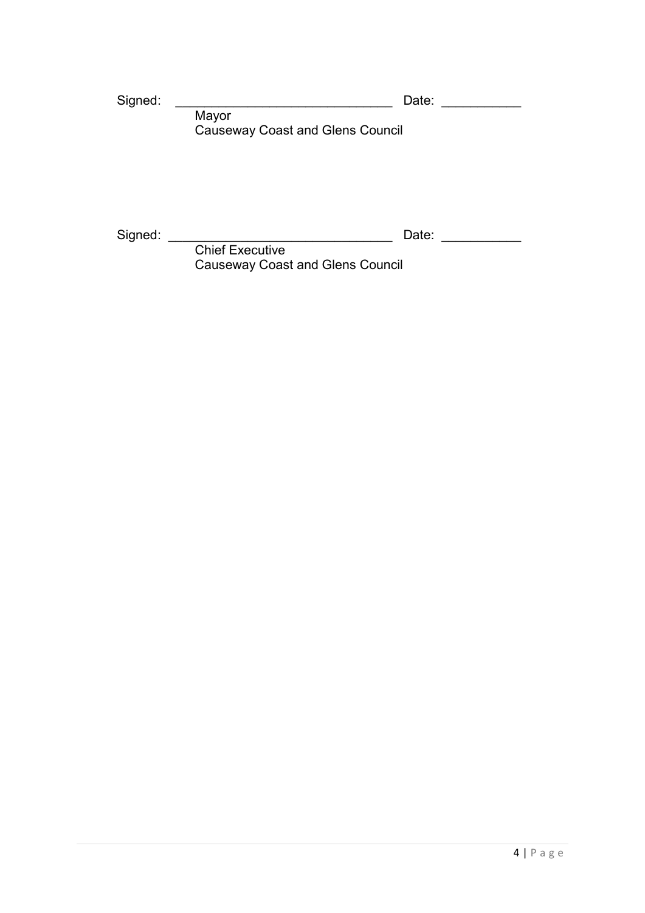Signed: ______________________________ Date: ___________

Mayor
Causeway Coast and Glens Council

Signed: ______________________________ Date: ___________

Chief Executive
Causeway Coast and Glens Council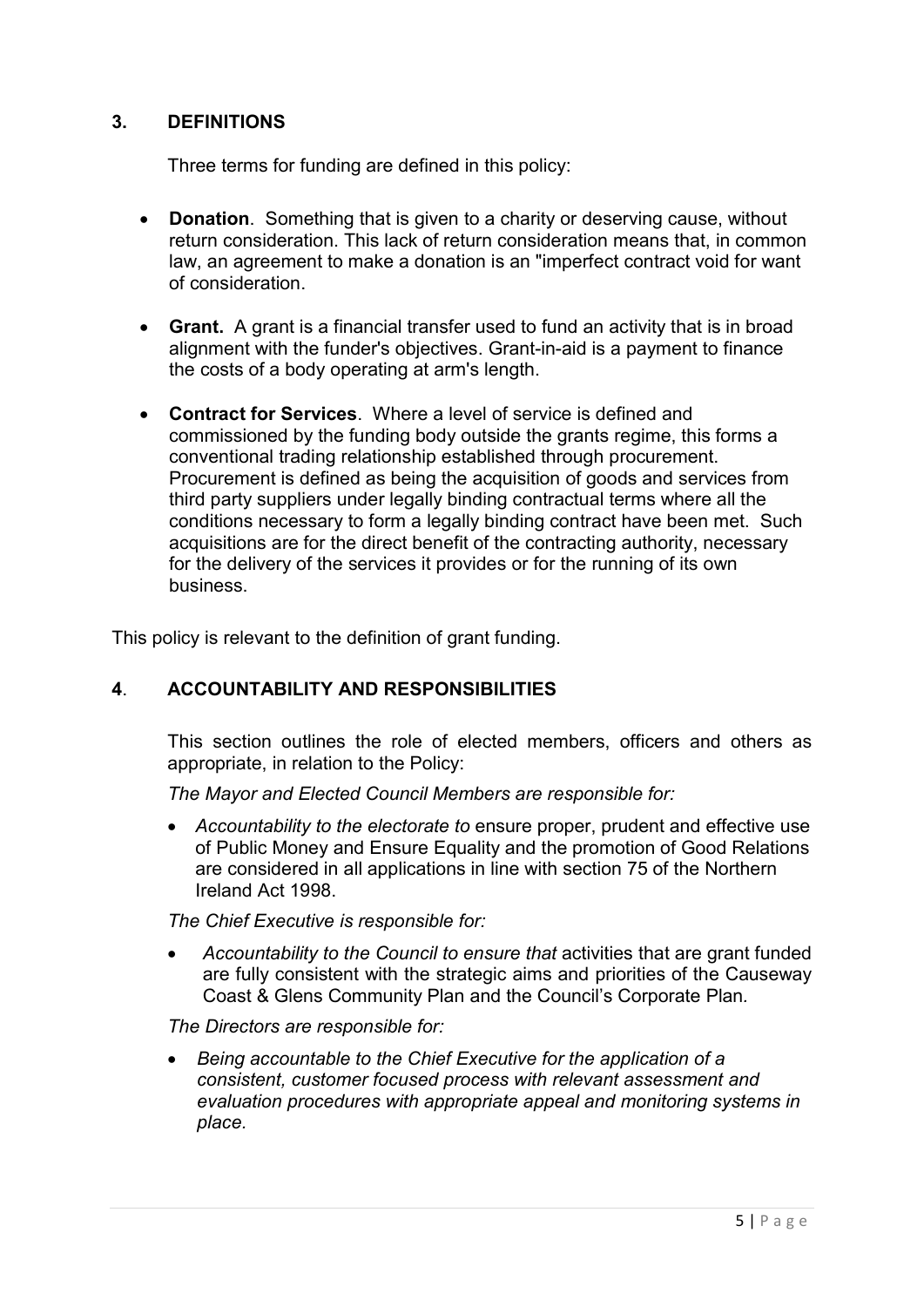## 3. DEFINITIONS

Three terms for funding are defined in this policy:

- **Donation**. Something that is given to a charity or deserving cause, without return consideration. This lack of return consideration means that, in common law, an agreement to make a donation is an "imperfect contract void for want of consideration.
- **Grant.** A grant is a financial transfer used to fund an activity that is in broad alignment with the funder's objectives. Grant-in-aid is a payment to finance the costs of a body operating at arm's length.
- **Contract for Services**. Where a level of service is defined and commissioned by the funding body outside the grants regime, this forms a conventional trading relationship established through procurement. Procurement is defined as being the acquisition of goods and services from third party suppliers under legally binding contractual terms where all the conditions necessary to form a legally binding contract have been met. Such acquisitions are for the direct benefit of the contracting authority, necessary for the delivery of the services it provides or for the running of its own business.

This policy is relevant to the definition of grant funding.

## 4. ACCOUNTABILITY AND RESPONSIBILITIES

This section outlines the role of elected members, officers and others as appropriate, in relation to the Policy:

*The Mayor and Elected Council Members are responsible for:*

- *Accountability to the electorate to* ensure proper, prudent and effective use of Public Money and Ensure Equality and the promotion of Good Relations are considered in all applications in line with section 75 of the Northern Ireland Act 1998.

*The Chief Executive is responsible for:*

- *Accountability to the Council to ensure that* activities that are grant funded are fully consistent with the strategic aims and priorities of the Causeway Coast & Glens Community Plan and the Council's Corporate Plan.

*The Directors are responsible for:*

- *Being accountable to the Chief Executive for the application of a consistent, customer focused process with relevant assessment and evaluation procedures with appropriate appeal and monitoring systems in place.*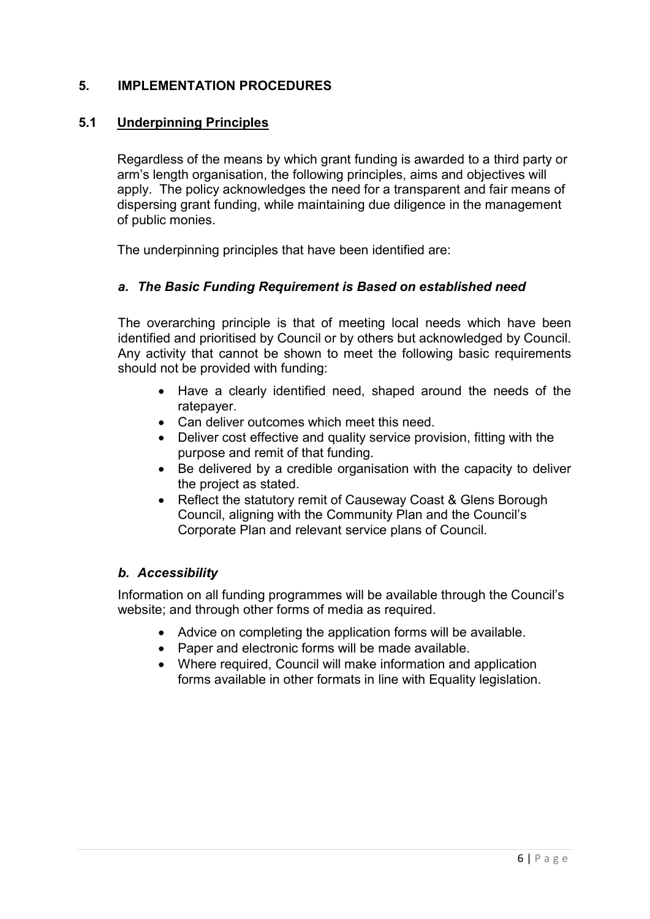## 5. IMPLEMENTATION PROCEDURES

### 5.1 Underpinning Principles

Regardless of the means by which grant funding is awarded to a third party or arm's length organisation, the following principles, aims and objectives will apply. The policy acknowledges the need for a transparent and fair means of dispersing grant funding, while maintaining due diligence in the management of public monies.

The underpinning principles that have been identified are:

#### *a. The Basic Funding Requirement is Based on established need*

The overarching principle is that of meeting local needs which have been identified and prioritised by Council or by others but acknowledged by Council. Any activity that cannot be shown to meet the following basic requirements should not be provided with funding:

- Have a clearly identified need, shaped around the needs of the ratepayer.
- Can deliver outcomes which meet this need.
- Deliver cost effective and quality service provision, fitting with the purpose and remit of that funding.
- Be delivered by a credible organisation with the capacity to deliver the project as stated.
- Reflect the statutory remit of Causeway Coast & Glens Borough Council, aligning with the Community Plan and the Council's Corporate Plan and relevant service plans of Council.

#### *b. Accessibility*

Information on all funding programmes will be available through the Council's website; and through other forms of media as required.

- Advice on completing the application forms will be available.
- Paper and electronic forms will be made available.
- Where required, Council will make information and application forms available in other formats in line with Equality legislation.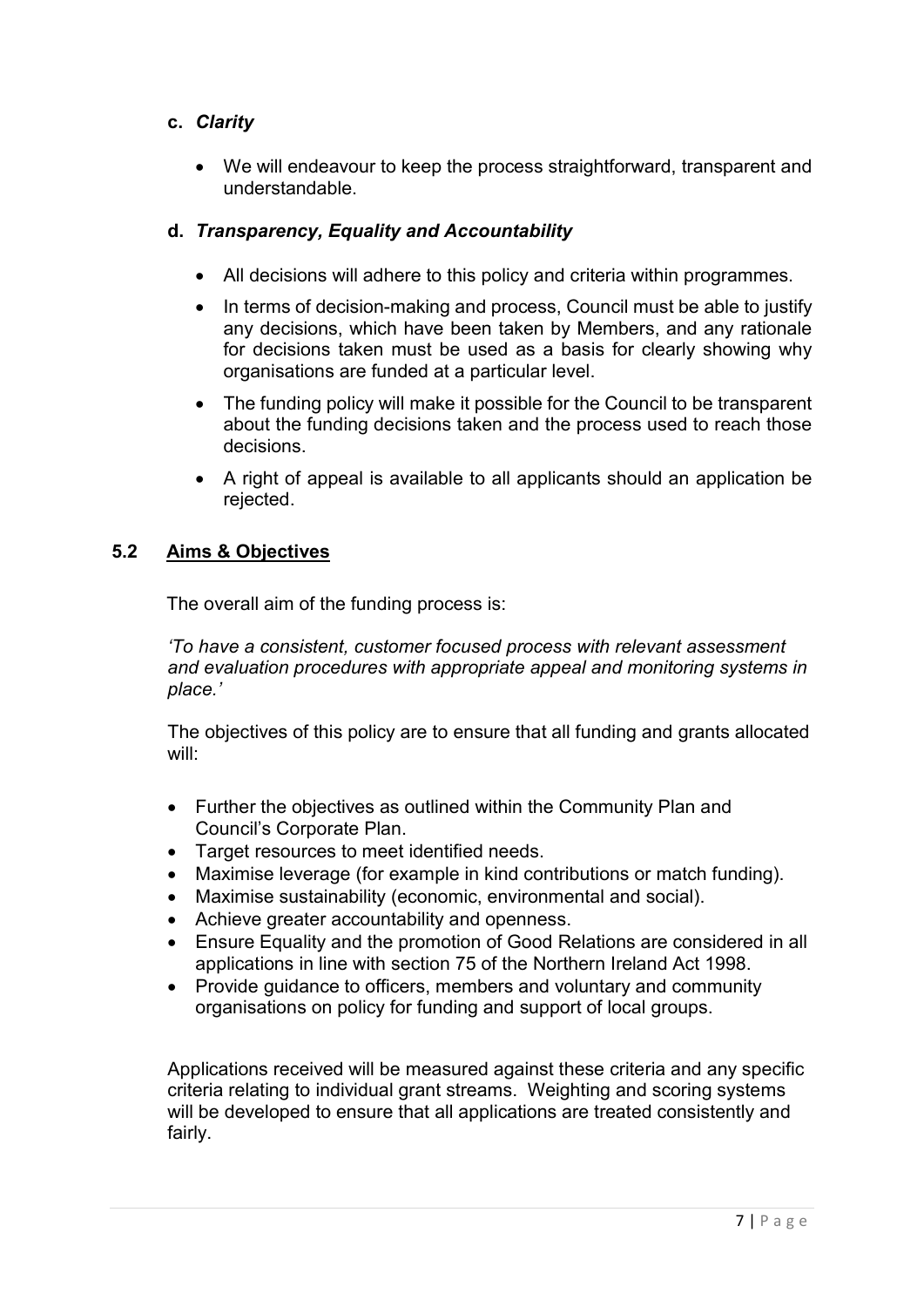**c. *Clarity***

- We will endeavour to keep the process straightforward, transparent and understandable.

**d. *Transparency, Equality and Accountability***

- All decisions will adhere to this policy and criteria within programmes.
- In terms of decision-making and process, Council must be able to justify any decisions, which have been taken by Members, and any rationale for decisions taken must be used as a basis for clearly showing why organisations are funded at a particular level.
- The funding policy will make it possible for the Council to be transparent about the funding decisions taken and the process used to reach those decisions.
- A right of appeal is available to all applicants should an application be rejected.

## 5.2 Aims & Objectives

The overall aim of the funding process is:

*'To have a consistent, customer focused process with relevant assessment and evaluation procedures with appropriate appeal and monitoring systems in place.'*

The objectives of this policy are to ensure that all funding and grants allocated will:

- Further the objectives as outlined within the Community Plan and Council's Corporate Plan.
- Target resources to meet identified needs.
- Maximise leverage (for example in kind contributions or match funding).
- Maximise sustainability (economic, environmental and social).
- Achieve greater accountability and openness.
- Ensure Equality and the promotion of Good Relations are considered in all applications in line with section 75 of the Northern Ireland Act 1998.
- Provide guidance to officers, members and voluntary and community organisations on policy for funding and support of local groups.

Applications received will be measured against these criteria and any specific criteria relating to individual grant streams. Weighting and scoring systems will be developed to ensure that all applications are treated consistently and fairly.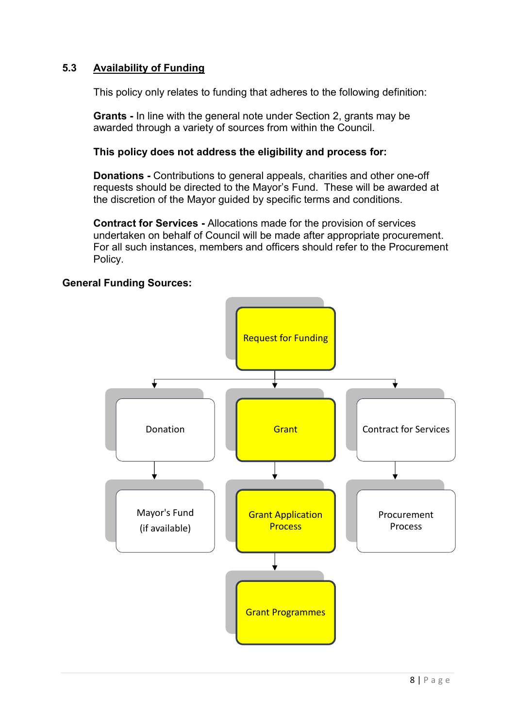## 5.3 Availability of Funding

This policy only relates to funding that adheres to the following definition:

**Grants -** In line with the general note under Section 2, grants may be awarded through a variety of sources from within the Council.

**This policy does not address the eligibility and process for:**

**Donations -** Contributions to general appeals, charities and other one-off requests should be directed to the Mayor's Fund. These will be awarded at the discretion of the Mayor guided by specific terms and conditions.

**Contract for Services -** Allocations made for the provision of services undertaken on behalf of Council will be made after appropriate procurement. For all such instances, members and officers should refer to the Procurement Policy.

**General Funding Sources:**

Request for Funding

- Donation
  - Mayor's Fund (if available)
- Grant
  - Grant Application Process
    - Grant Programmes
- Contract for Services
  - Procurement Process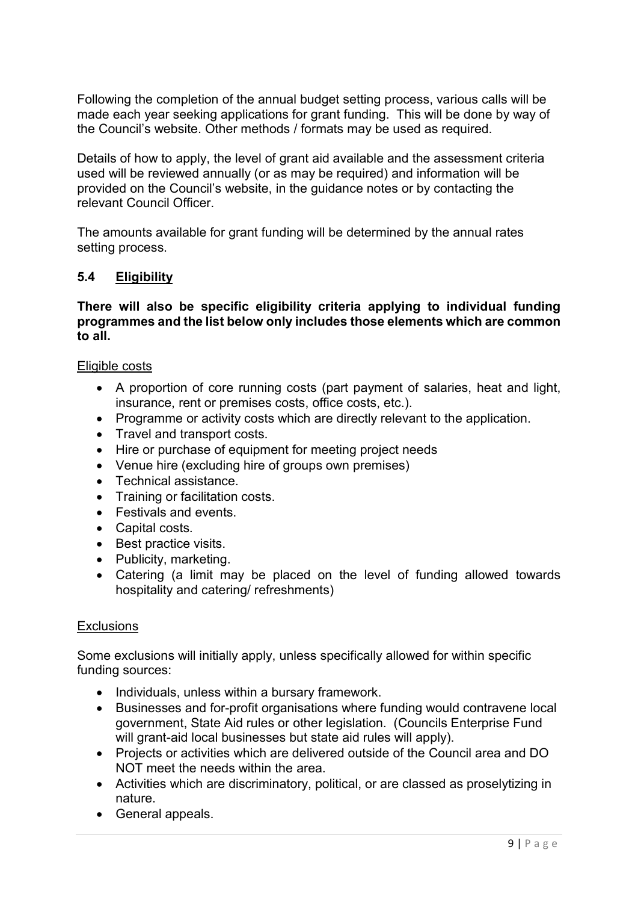Following the completion of the annual budget setting process, various calls will be made each year seeking applications for grant funding. This will be done by way of the Council's website. Other methods / formats may be used as required.

Details of how to apply, the level of grant aid available and the assessment criteria used will be reviewed annually (or as may be required) and information will be provided on the Council's website, in the guidance notes or by contacting the relevant Council Officer.

The amounts available for grant funding will be determined by the annual rates setting process.

### 5.4 Eligibility

**There will also be specific eligibility criteria applying to individual funding programmes and the list below only includes those elements which are common to all.**

Eligible costs

- A proportion of core running costs (part payment of salaries, heat and light, insurance, rent or premises costs, office costs, etc.).
- Programme or activity costs which are directly relevant to the application.
- Travel and transport costs.
- Hire or purchase of equipment for meeting project needs
- Venue hire (excluding hire of groups own premises)
- Technical assistance.
- Training or facilitation costs.
- Festivals and events.
- Capital costs.
- Best practice visits.
- Publicity, marketing.
- Catering (a limit may be placed on the level of funding allowed towards hospitality and catering/ refreshments)

Exclusions

Some exclusions will initially apply, unless specifically allowed for within specific funding sources:

- Individuals, unless within a bursary framework.
- Businesses and for-profit organisations where funding would contravene local government, State Aid rules or other legislation. (Councils Enterprise Fund will grant-aid local businesses but state aid rules will apply).
- Projects or activities which are delivered outside of the Council area and DO NOT meet the needs within the area.
- Activities which are discriminatory, political, or are classed as proselytizing in nature.
- General appeals.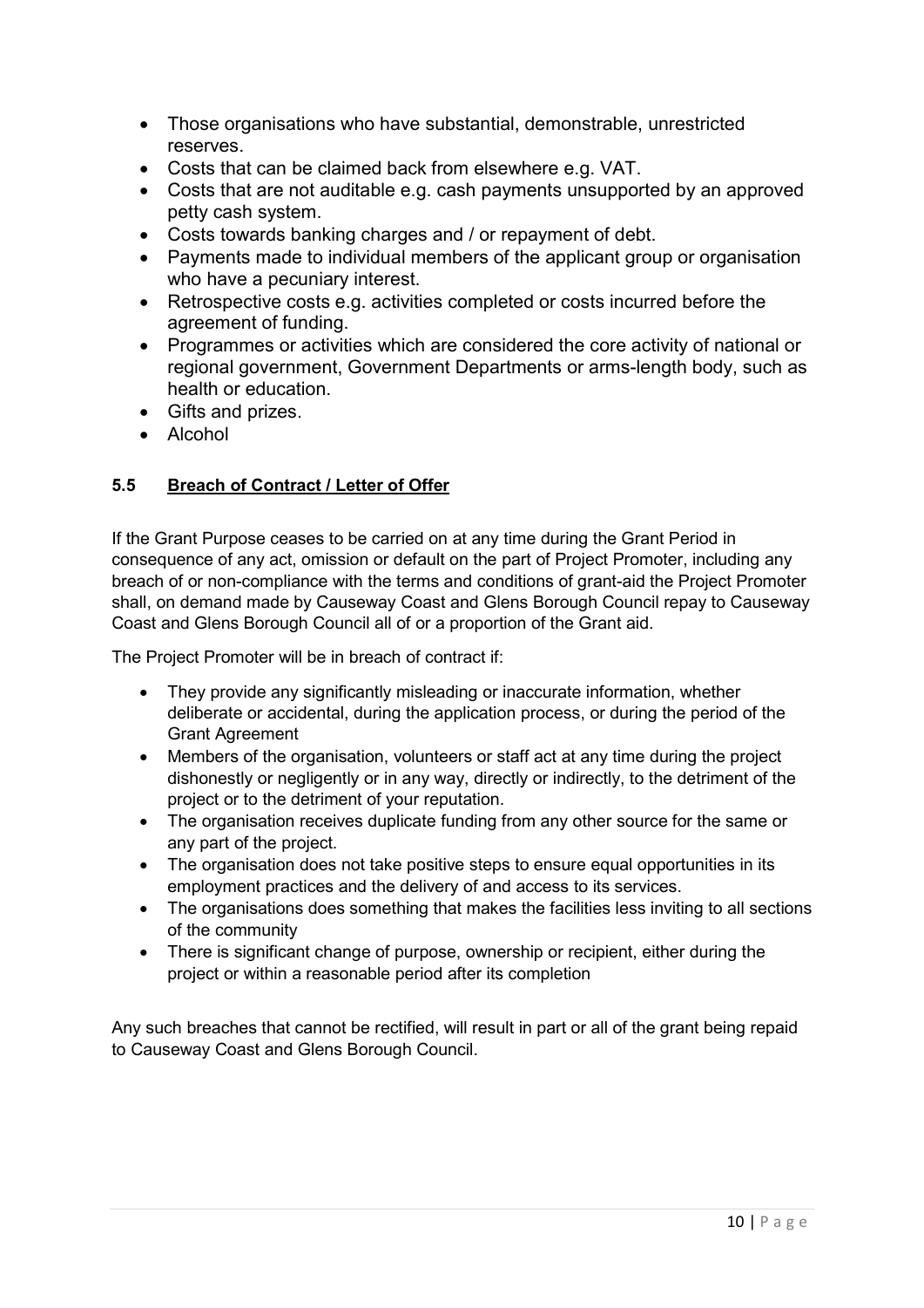- Those organisations who have substantial, demonstrable, unrestricted reserves.
- Costs that can be claimed back from elsewhere e.g. VAT.
- Costs that are not auditable e.g. cash payments unsupported by an approved petty cash system.
- Costs towards banking charges and / or repayment of debt.
- Payments made to individual members of the applicant group or organisation who have a pecuniary interest.
- Retrospective costs e.g. activities completed or costs incurred before the agreement of funding.
- Programmes or activities which are considered the core activity of national or regional government, Government Departments or arms-length body, such as health or education.
- Gifts and prizes.
- Alcohol

### 5.5 Breach of Contract / Letter of Offer

If the Grant Purpose ceases to be carried on at any time during the Grant Period in consequence of any act, omission or default on the part of Project Promoter, including any breach of or non-compliance with the terms and conditions of grant-aid the Project Promoter shall, on demand made by Causeway Coast and Glens Borough Council repay to Causeway Coast and Glens Borough Council all of or a proportion of the Grant aid.

The Project Promoter will be in breach of contract if:

- They provide any significantly misleading or inaccurate information, whether deliberate or accidental, during the application process, or during the period of the Grant Agreement
- Members of the organisation, volunteers or staff act at any time during the project dishonestly or negligently or in any way, directly or indirectly, to the detriment of the project or to the detriment of your reputation.
- The organisation receives duplicate funding from any other source for the same or any part of the project.
- The organisation does not take positive steps to ensure equal opportunities in its employment practices and the delivery of and access to its services.
- The organisations does something that makes the facilities less inviting to all sections of the community
- There is significant change of purpose, ownership or recipient, either during the project or within a reasonable period after its completion

Any such breaches that cannot be rectified, will result in part or all of the grant being repaid to Causeway Coast and Glens Borough Council.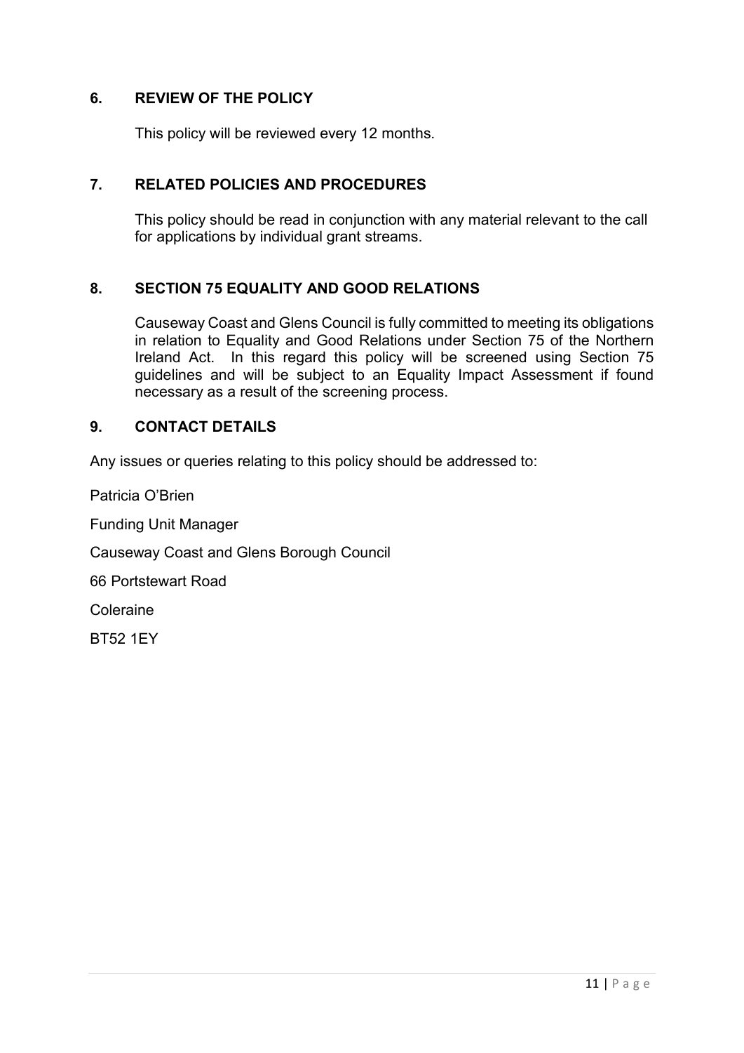## 6. REVIEW OF THE POLICY

This policy will be reviewed every 12 months.

## 7. RELATED POLICIES AND PROCEDURES

This policy should be read in conjunction with any material relevant to the call for applications by individual grant streams.

## 8. SECTION 75 EQUALITY AND GOOD RELATIONS

Causeway Coast and Glens Council is fully committed to meeting its obligations in relation to Equality and Good Relations under Section 75 of the Northern Ireland Act. In this regard this policy will be screened using Section 75 guidelines and will be subject to an Equality Impact Assessment if found necessary as a result of the screening process.

## 9. CONTACT DETAILS

Any issues or queries relating to this policy should be addressed to:

Patricia O'Brien

Funding Unit Manager

Causeway Coast and Glens Borough Council

66 Portstewart Road

Coleraine

BT52 1EY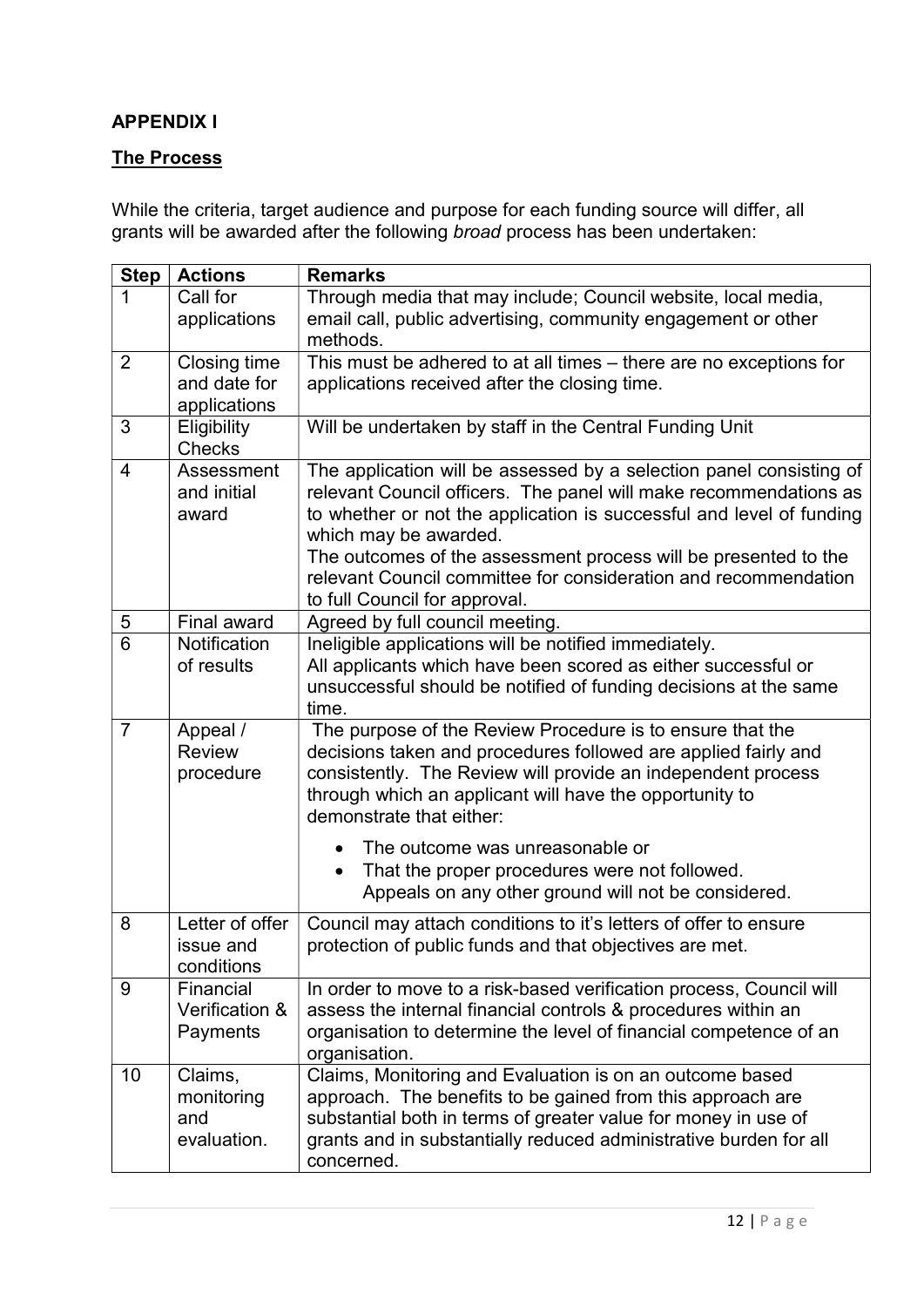**APPENDIX I**

**The Process**

While the criteria, target audience and purpose for each funding source will differ, all grants will be awarded after the following *broad* process has been undertaken:

| Step | Actions | Remarks |
|---|---|---|
| 1 | Call for applications | Through media that may include; Council website, local media, email call, public advertising, community engagement or other methods. |
| 2 | Closing time and date for applications | This must be adhered to at all times – there are no exceptions for applications received after the closing time. |
| 3 | Eligibility Checks | Will be undertaken by staff in the Central Funding Unit |
| 4 | Assessment and initial award | The application will be assessed by a selection panel consisting of relevant Council officers. The panel will make recommendations as to whether or not the application is successful and level of funding which may be awarded.<br>The outcomes of the assessment process will be presented to the relevant Council committee for consideration and recommendation to full Council for approval. |
| 5 | Final award | Agreed by full council meeting. |
| 6 | Notification of results | Ineligible applications will be notified immediately.<br>All applicants which have been scored as either successful or unsuccessful should be notified of funding decisions at the same time. |
| 7 | Appeal / Review procedure | The purpose of the Review Procedure is to ensure that the decisions taken and procedures followed are applied fairly and consistently. The Review will provide an independent process through which an applicant will have the opportunity to demonstrate that either:<br>• The outcome was unreasonable or<br>• That the proper procedures were not followed.<br>Appeals on any other ground will not be considered. |
| 8 | Letter of offer issue and conditions | Council may attach conditions to it's letters of offer to ensure protection of public funds and that objectives are met. |
| 9 | Financial Verification & Payments | In order to move to a risk-based verification process, Council will assess the internal financial controls & procedures within an organisation to determine the level of financial competence of an organisation. |
| 10 | Claims, monitoring and evaluation. | Claims, Monitoring and Evaluation is on an outcome based approach. The benefits to be gained from this approach are substantial both in terms of greater value for money in use of grants and in substantially reduced administrative burden for all concerned. |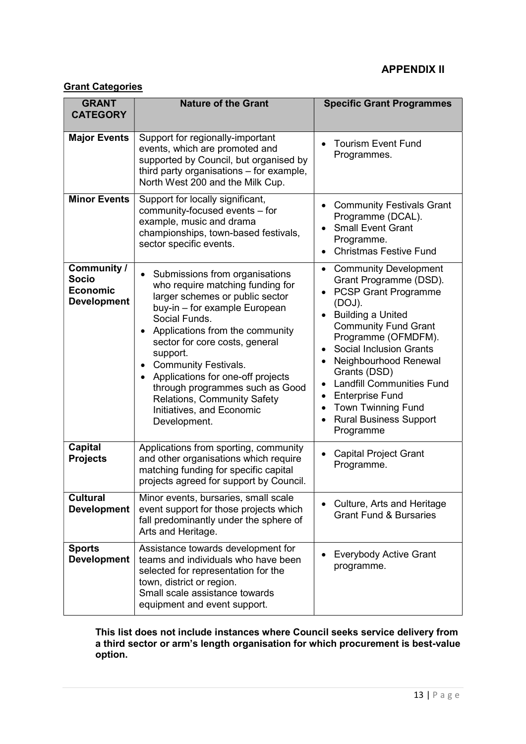# APPENDIX II

**Grant Categories**

| GRANT CATEGORY | Nature of the Grant | Specific Grant Programmes |
|---|---|---|
| **Major Events** | Support for regionally-important events, which are promoted and supported by Council, but organised by third party organisations – for example, North West 200 and the Milk Cup. | • Tourism Event Fund Programmes. |
| **Minor Events** | Support for locally significant, community-focused events – for example, music and drama championships, town-based festivals, sector specific events. | • Community Festivals Grant Programme (DCAL).<br>• Small Event Grant Programme.<br>• Christmas Festive Fund |
| **Community / Socio Economic Development** | • Submissions from organisations who require matching funding for larger schemes or public sector buy-in – for example European Social Funds.<br>• Applications from the community sector for core costs, general support.<br>• Community Festivals.<br>• Applications for one-off projects through programmes such as Good Relations, Community Safety Initiatives, and Economic Development. | • Community Development Grant Programme (DSD).<br>• PCSP Grant Programme (DOJ).<br>• Building a United Community Fund Grant Programme (OFMDFM).<br>• Social Inclusion Grants<br>• Neighbourhood Renewal Grants (DSD)<br>• Landfill Communities Fund<br>• Enterprise Fund<br>• Town Twinning Fund<br>• Rural Business Support Programme |
| **Capital Projects** | Applications from sporting, community and other organisations which require matching funding for specific capital projects agreed for support by Council. | • Capital Project Grant Programme. |
| **Cultural Development** | Minor events, bursaries, small scale event support for those projects which fall predominantly under the sphere of Arts and Heritage. | • Culture, Arts and Heritage Grant Fund & Bursaries |
| **Sports Development** | Assistance towards development for teams and individuals who have been selected for representation for the town, district or region.<br>Small scale assistance towards equipment and event support. | • Everybody Active Grant programme. |

**This list does not include instances where Council seeks service delivery from a third sector or arm's length organisation for which procurement is best-value option.**